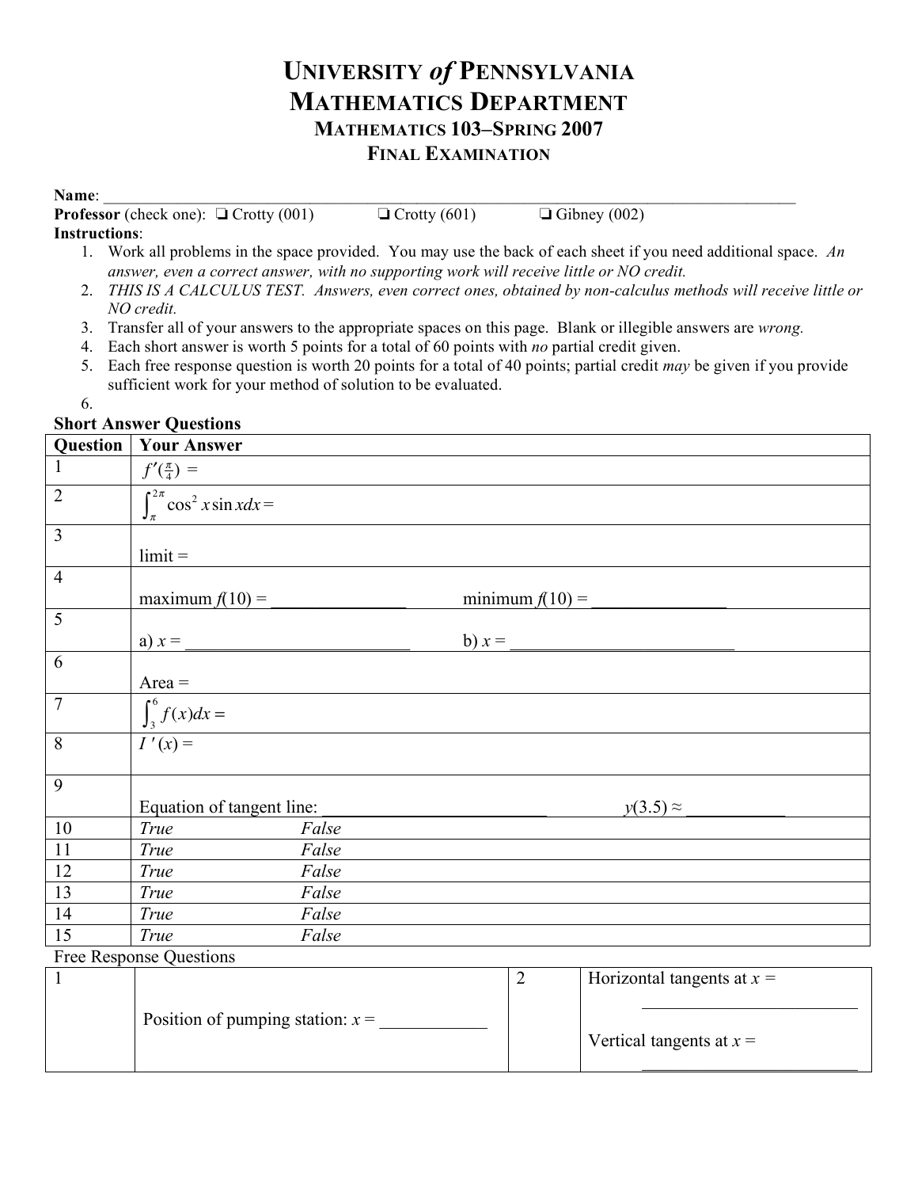# UNIVERSITY *of* PENNSYLVANIA
# MATHEMATICS DEPARTMENT
## MATHEMATICS 103–SPRING 2007
## FINAL EXAMINATION

**Name**: ____________________________________________________________________________

**Professor** (check one): ❑ Crotty (001)   ❑ Crotty (601)   ❑ Gibney (002)

**Instructions**:

1. Work all problems in the space provided. You may use the back of each sheet if you need additional space. *An answer, even a correct answer, with no supporting work will receive little or NO credit.*
2. *THIS IS A CALCULUS TEST. Answers, even correct ones, obtained by non-calculus methods will receive little or NO credit.*
3. Transfer all of your answers to the appropriate spaces on this page. Blank or illegible answers are *wrong.*
4. Each short answer is worth 5 points for a total of 60 points with *no* partial credit given.
5. Each free response question is worth 20 points for a total of 40 points; partial credit *may* be given if you provide sufficient work for your method of solution to be evaluated.
6.

**Short Answer Questions**

| Question | Your Answer | |
|---|---|---|
| 1 | $f'(\frac{\pi}{4}) =$ | |
| 2 | $\int_{\pi}^{2\pi} \cos^2 x \sin x dx =$ | |
| 3 | limit = | |
| 4 | maximum $f(10)$ = _______________ | minimum $f(10)$ = _______________ |
| 5 | a) $x$ = _________________________ | b) $x$ = _________________________ |
| 6 | Area = | |
| 7 | $\int_{3}^{6} f(x)dx =$ | |
| 8 | $I'(x) =$ | |
| 9 | Equation of tangent line: _________________________ | $y(3.5) \approx$ ___________ |
| 10 | *True* | *False* |
| 11 | *True* | *False* |
| 12 | *True* | *False* |
| 13 | *True* | *False* |
| 14 | *True* | *False* |
| 15 | *True* | *False* |

Free Response Questions

| | | | |
|---|---|---|---|
| 1 | Position of pumping station: $x$ = ____________ | 2 | Horizontal tangents at $x$ = _________________________ Vertical tangents at $x$ = _________________________ |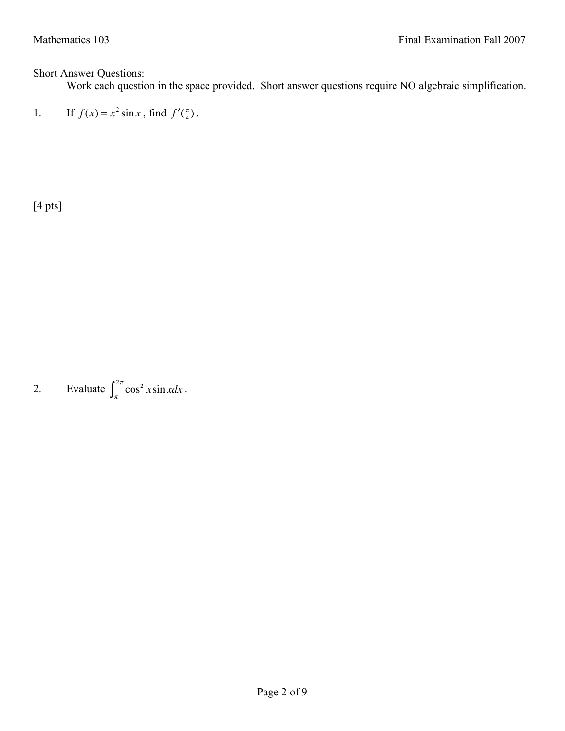Short Answer Questions:

Work each question in the space provided. Short answer questions require NO algebraic simplification.

1. If $f(x) = x^2 \sin x$, find $f'(\frac{\pi}{4})$.

[4 pts]

2. Evaluate $\int_{\pi}^{2\pi} \cos^2 x \sin x dx$.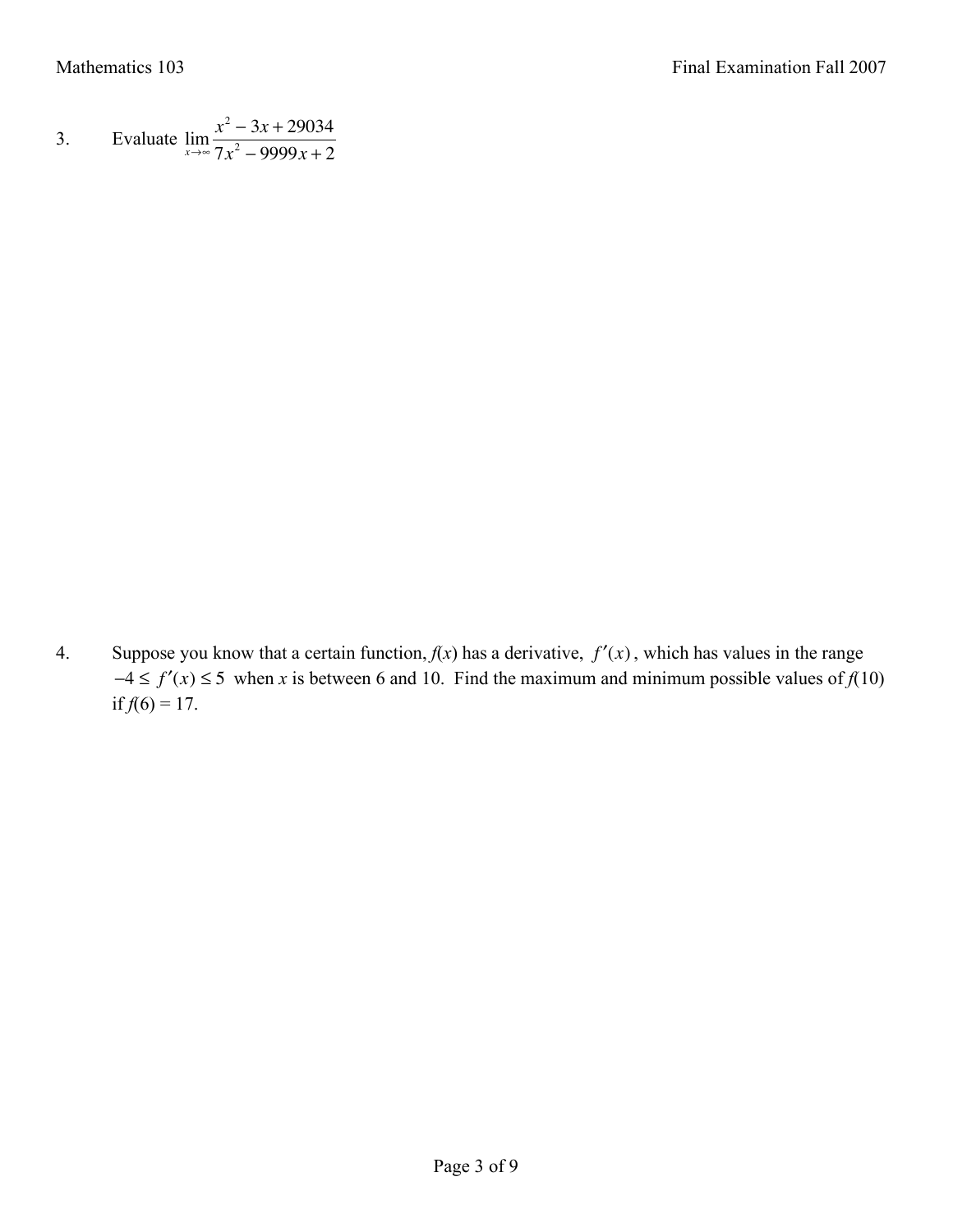3. Evaluate $\lim_{x\to\infty} \dfrac{x^2 - 3x + 29034}{7x^2 - 9999x + 2}$

4. Suppose you know that a certain function, $f(x)$ has a derivative, $f'(x)$, which has values in the range $-4 \le f'(x) \le 5$ when $x$ is between 6 and 10. Find the maximum and minimum possible values of $f(10)$ if $f(6) = 17$.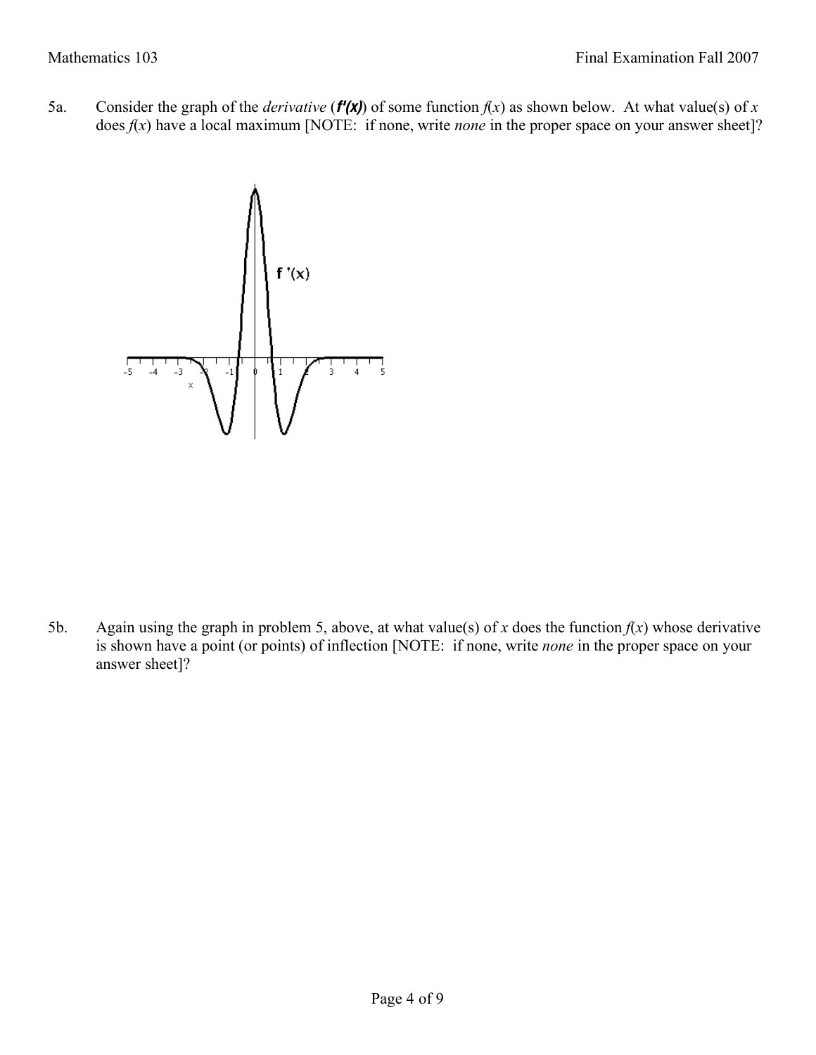5a. Consider the graph of the *derivative* (***f'(x)***) of some function $f(x)$ as shown below. At what value(s) of $x$ does $f(x)$ have a local maximum [NOTE: if none, write *none* in the proper space on your answer sheet]?

5b. Again using the graph in problem 5, above, at what value(s) of $x$ does the function $f(x)$ whose derivative is shown have a point (or points) of inflection [NOTE: if none, write *none* in the proper space on your answer sheet]?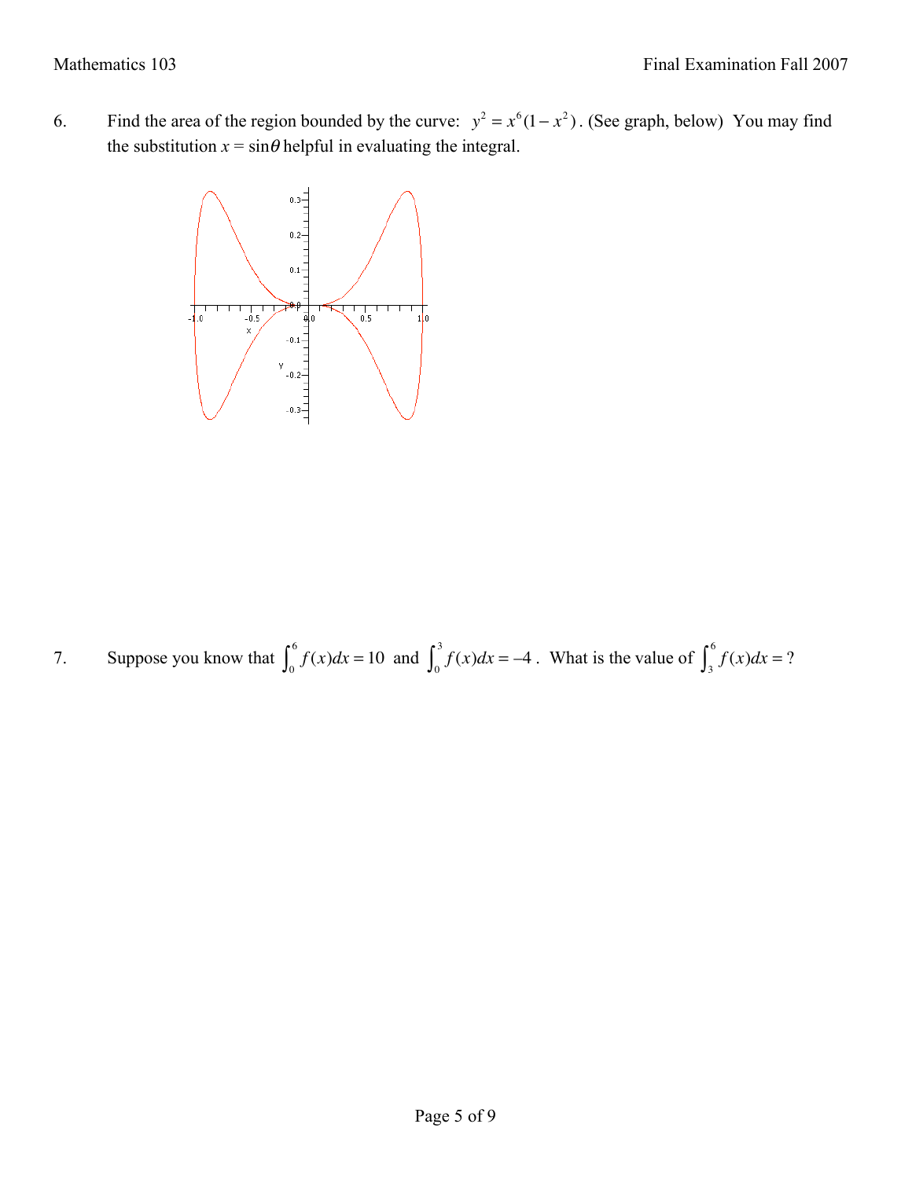6. Find the area of the region bounded by the curve: $y^2 = x^6(1-x^2)$. (See graph, below) You may find the substitution $x = \sin\theta$ helpful in evaluating the integral.

7. Suppose you know that $\int_0^6 f(x)dx = 10$ and $\int_0^3 f(x)dx = -4$. What is the value of $\int_3^6 f(x)dx = ?$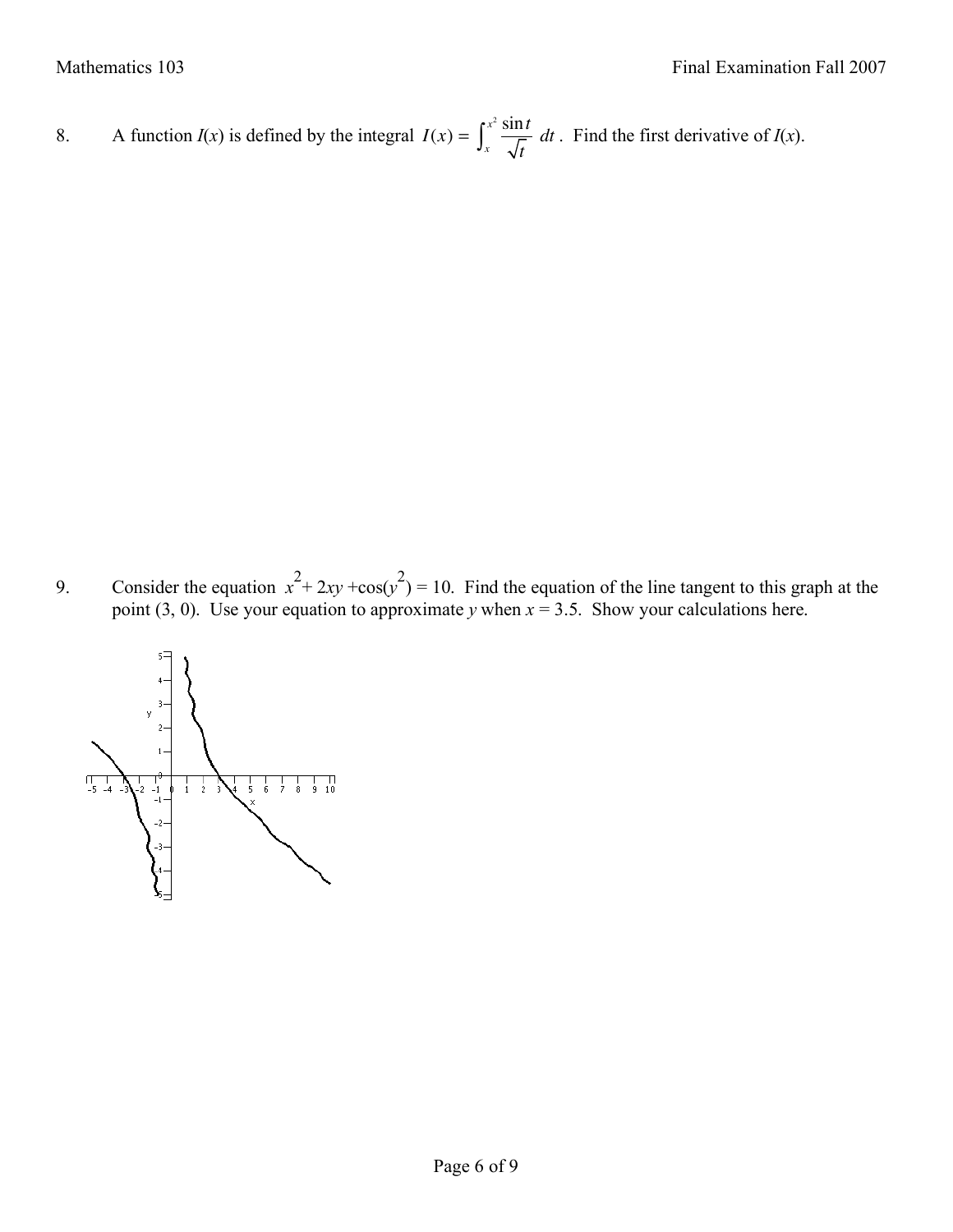8. A function $I(x)$ is defined by the integral $I(x) = \int_x^{x^2} \frac{\sin t}{\sqrt{t}}\, dt$. Find the first derivative of $I(x)$.

9. Consider the equation $x^2 + 2xy + \cos(y^2) = 10$. Find the equation of the line tangent to this graph at the point (3, 0). Use your equation to approximate $y$ when $x = 3.5$. Show your calculations here.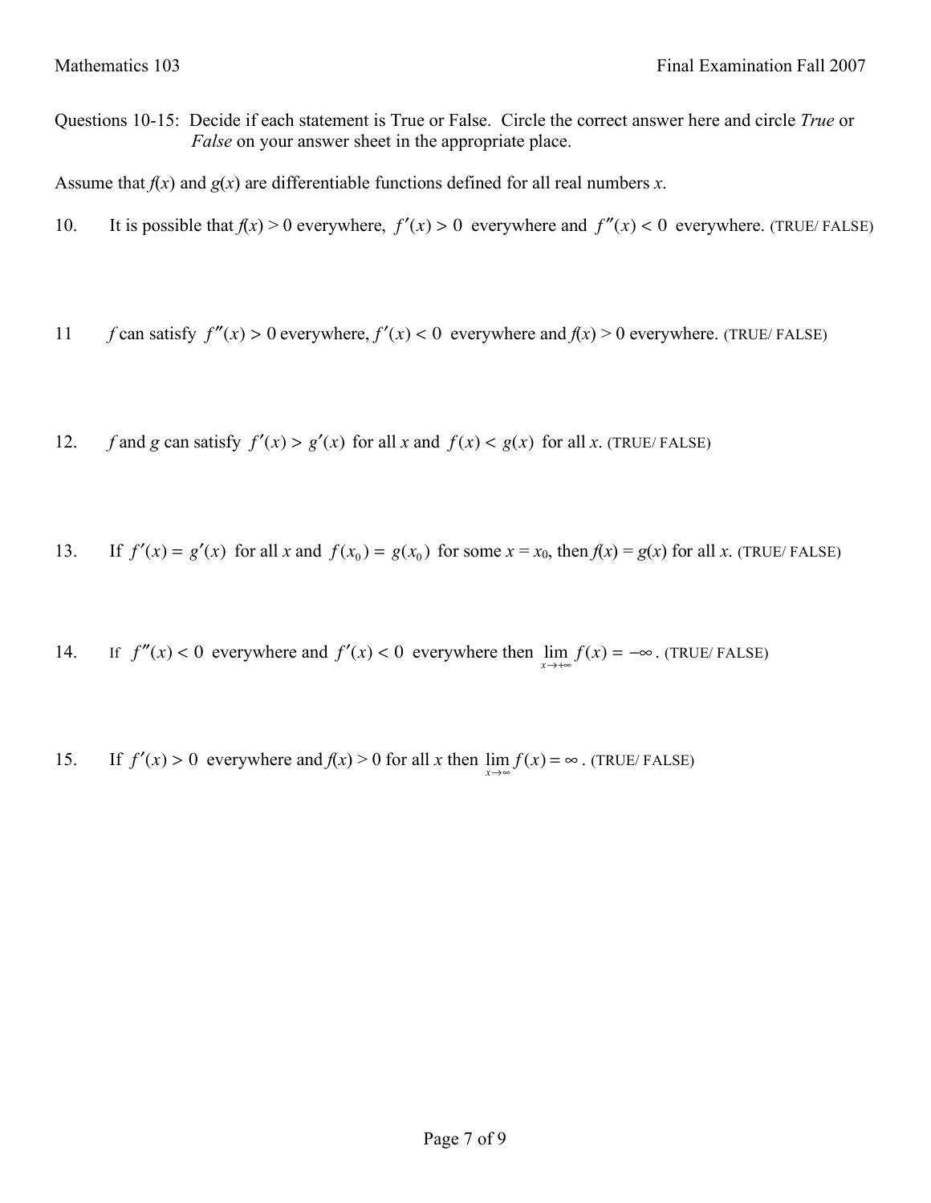Questions 10-15: Decide if each statement is True or False. Circle the correct answer here and circle *True* or *False* on your answer sheet in the appropriate place.

Assume that $f(x)$ and $g(x)$ are differentiable functions defined for all real numbers $x$.

10. It is possible that $f(x) > 0$ everywhere, $f'(x) > 0$ everywhere and $f''(x) < 0$ everywhere. (TRUE/ FALSE)

11 $f$ can satisfy $f''(x) > 0$ everywhere, $f'(x) < 0$ everywhere and $f(x) > 0$ everywhere. (TRUE/ FALSE)

12. $f$ and $g$ can satisfy $f'(x) > g'(x)$ for all $x$ and $f(x) < g(x)$ for all $x$. (TRUE/ FALSE)

13. If $f'(x) = g'(x)$ for all $x$ and $f(x_0) = g(x_0)$ for some $x = x_0$, then $f(x) = g(x)$ for all $x$. (TRUE/ FALSE)

14. If $f''(x) < 0$ everywhere and $f'(x) < 0$ everywhere then $\lim_{x \to +\infty} f(x) = -\infty$. (TRUE/ FALSE)

15. If $f'(x) > 0$ everywhere and $f(x) > 0$ for all $x$ then $\lim_{x \to \infty} f(x) = \infty$. (TRUE/ FALSE)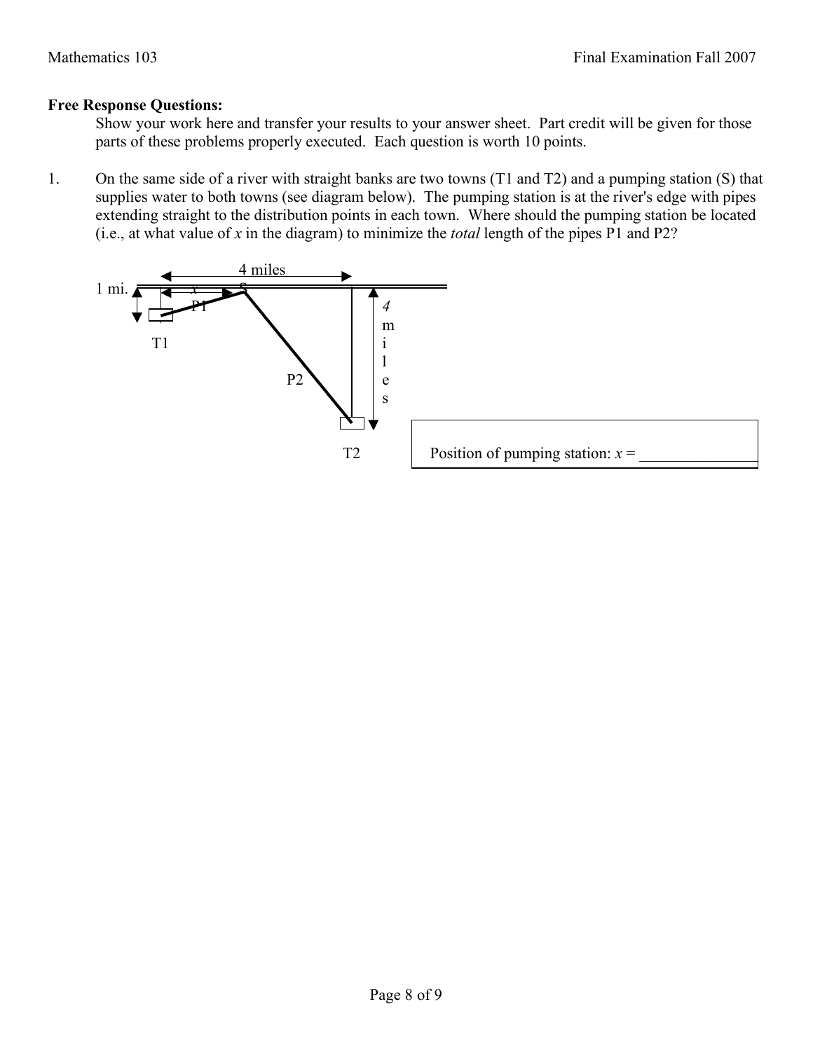**Free Response Questions:**

Show your work here and transfer your results to your answer sheet. Part credit will be given for those parts of these problems properly executed. Each question is worth 10 points.

1. On the same side of a river with straight banks are two towns (T1 and T2) and a pumping station (S) that supplies water to both towns (see diagram below). The pumping station is at the river's edge with pipes extending straight to the distribution points in each town. Where should the pumping station be located (i.e., at what value of $x$ in the diagram) to minimize the *total* length of the pipes P1 and P2?

4 miles

1 mi.

$x$

S

P1

T1

P2

4 miles

T2

Position of pumping station: $x$ = _______________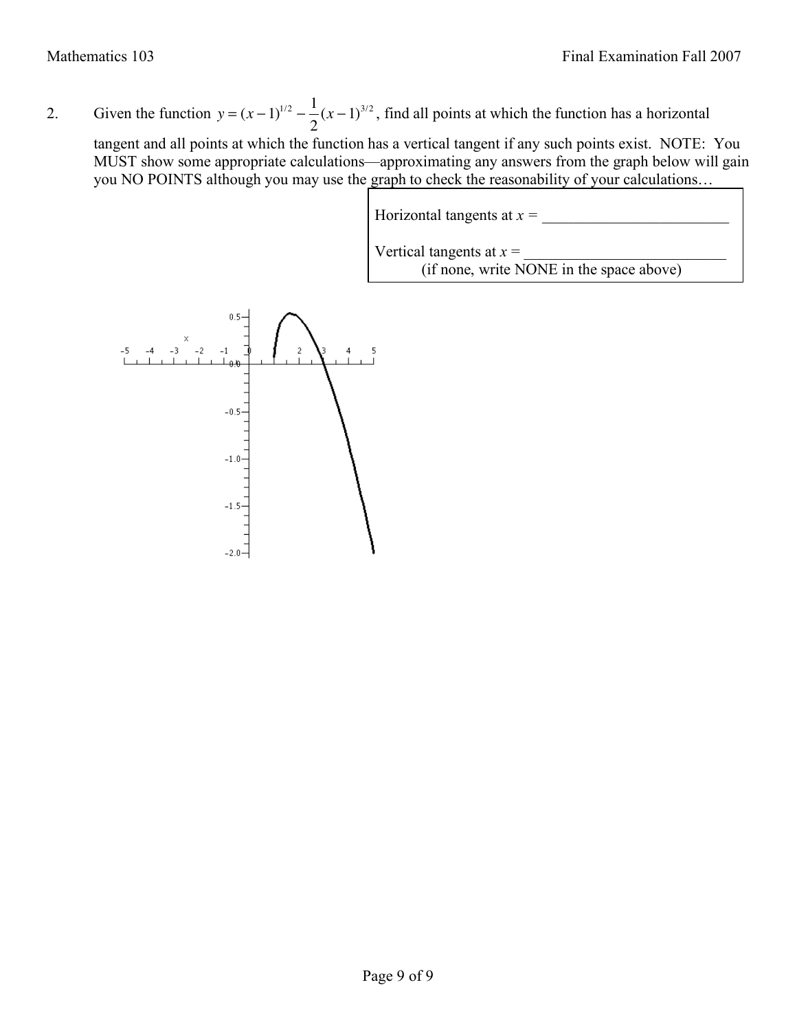2. Given the function $y = (x-1)^{1/2} - \frac{1}{2}(x-1)^{3/2}$, find all points at which the function has a horizontal tangent and all points at which the function has a vertical tangent if any such points exist. NOTE: You MUST show some appropriate calculations—approximating any answers from the graph below will gain you NO POINTS although you may use the graph to check the reasonability of your calculations…

Horizontal tangents at $x$ = \_\_\_\_\_\_\_\_\_\_\_\_\_\_\_\_\_\_\_\_\_\_\_\_\_

Vertical tangents at $x$ = \_\_\_\_\_\_\_\_\_\_\_\_\_\_\_\_\_\_\_\_\_\_\_\_\_\_
(if none, write NONE in the space above)

0.5
x
-5 -4 -3 -2 -1 0 2 3 4 5
0.0
-0.5
-1.0
-1.5
-2.0